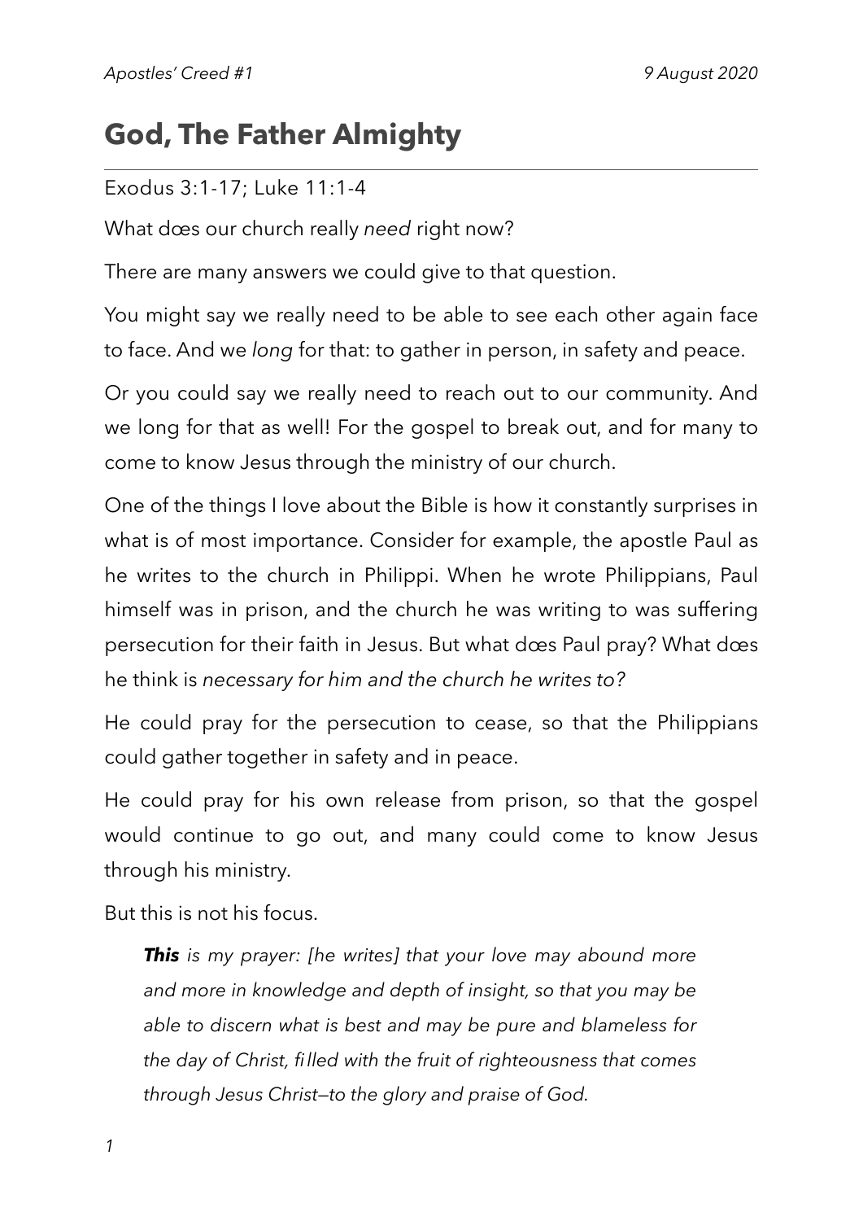# God, The Father Almighty

Exodus 3:1-17; Luke 11:1-4

What dœs our church really *need* right now?

There are many answers we could give to that question.

You might say we really need to be able to see each other again face to face. And we *long* for that: to gather in person, in safety and peace.

Or you could say we really need to reach out to our community. And we long for that as well! For the gospel to break out, and for many to come to know Jesus through the ministry of our church.

One of the things I love about the Bible is how it constantly surprises in what is of most importance. Consider for example, the apostle Paul as he writes to the church in Philippi. When he wrote Philippians, Paul himself was in prison, and the church he was writing to was suffering persecution for their faith in Jesus. But what dœs Paul pray? What dœs he think is *necessary for him and the church he writes to?*

He could pray for the persecution to cease, so that the Philippians could gather together in safety and in peace.

He could pray for his own release from prison, so that the gospel would continue to go out, and many could come to know Jesus through his ministry.

But this is not his focus.

> ***This*** *is my prayer: [he writes] that your love may abound more and more in knowledge and depth of insight, so that you may be able to discern what is best and may be pure and blameless for the day of Christ, filled with the fruit of righteousness that comes through Jesus Christ—to the glory and praise of God.*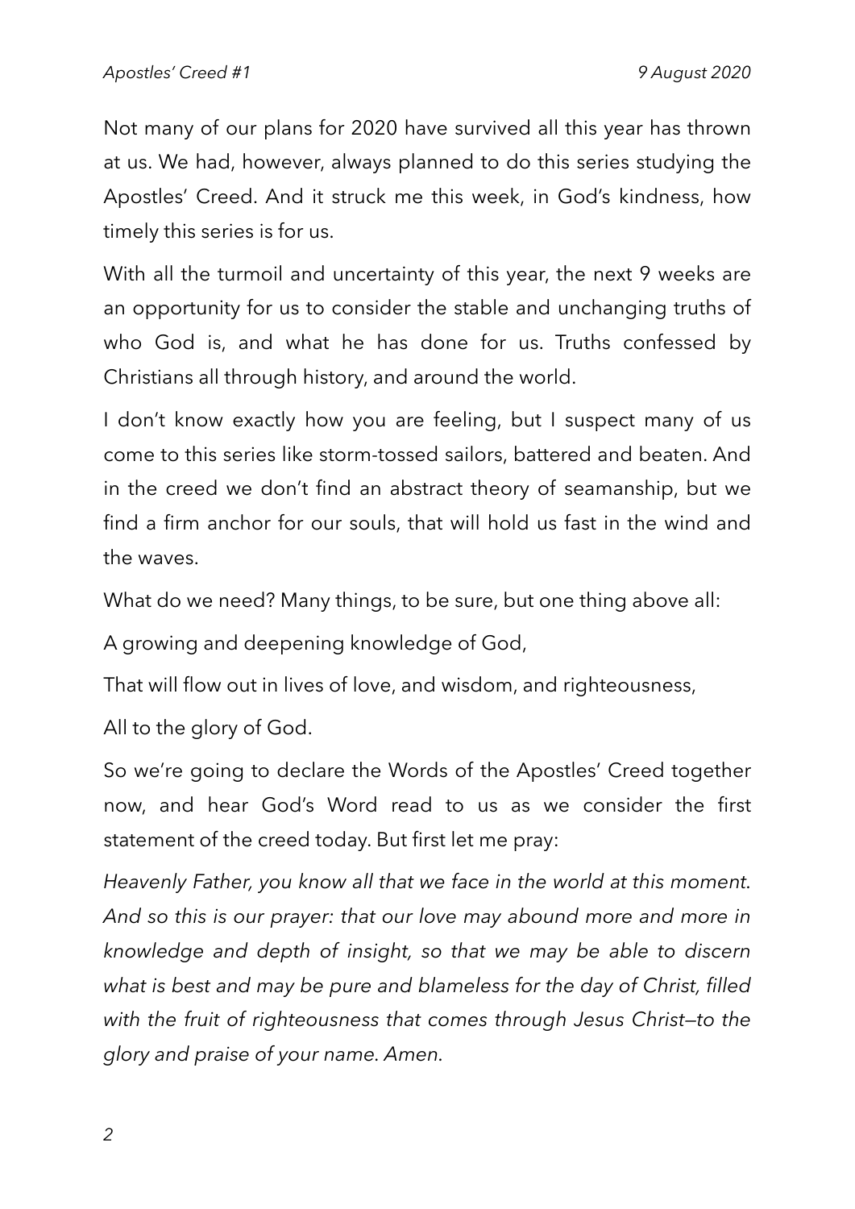Not many of our plans for 2020 have survived all this year has thrown at us. We had, however, always planned to do this series studying the Apostles' Creed. And it struck me this week, in God's kindness, how timely this series is for us.

With all the turmoil and uncertainty of this year, the next 9 weeks are an opportunity for us to consider the stable and unchanging truths of who God is, and what he has done for us. Truths confessed by Christians all through history, and around the world.

I don't know exactly how you are feeling, but I suspect many of us come to this series like storm-tossed sailors, battered and beaten. And in the creed we don't find an abstract theory of seamanship, but we find a firm anchor for our souls, that will hold us fast in the wind and the waves.

What do we need? Many things, to be sure, but one thing above all:

A growing and deepening knowledge of God,

That will flow out in lives of love, and wisdom, and righteousness,

All to the glory of God.

So we're going to declare the Words of the Apostles' Creed together now, and hear God's Word read to us as we consider the first statement of the creed today. But first let me pray:

*Heavenly Father, you know all that we face in the world at this moment. And so this is our prayer: that our love may abound more and more in knowledge and depth of insight, so that we may be able to discern what is best and may be pure and blameless for the day of Christ, filled with the fruit of righteousness that comes through Jesus Christ—to the glory and praise of your name. Amen.*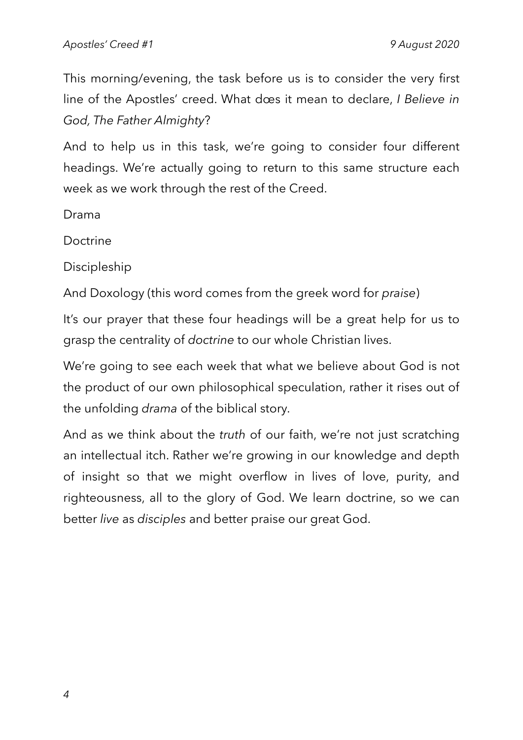This morning/evening, the task before us is to consider the very first line of the Apostles' creed. What dœs it mean to declare, *I Believe in God, The Father Almighty*?

And to help us in this task, we're going to consider four different headings. We're actually going to return to this same structure each week as we work through the rest of the Creed.

Drama

Doctrine

Discipleship

And Doxology (this word comes from the greek word for *praise*)

It's our prayer that these four headings will be a great help for us to grasp the centrality of *doctrine* to our whole Christian lives.

We're going to see each week that what we believe about God is not the product of our own philosophical speculation, rather it rises out of the unfolding *drama* of the biblical story.

And as we think about the *truth* of our faith, we're not just scratching an intellectual itch. Rather we're growing in our knowledge and depth of insight so that we might overflow in lives of love, purity, and righteousness, all to the glory of God. We learn doctrine, so we can better *live* as *disciples* and better praise our great God.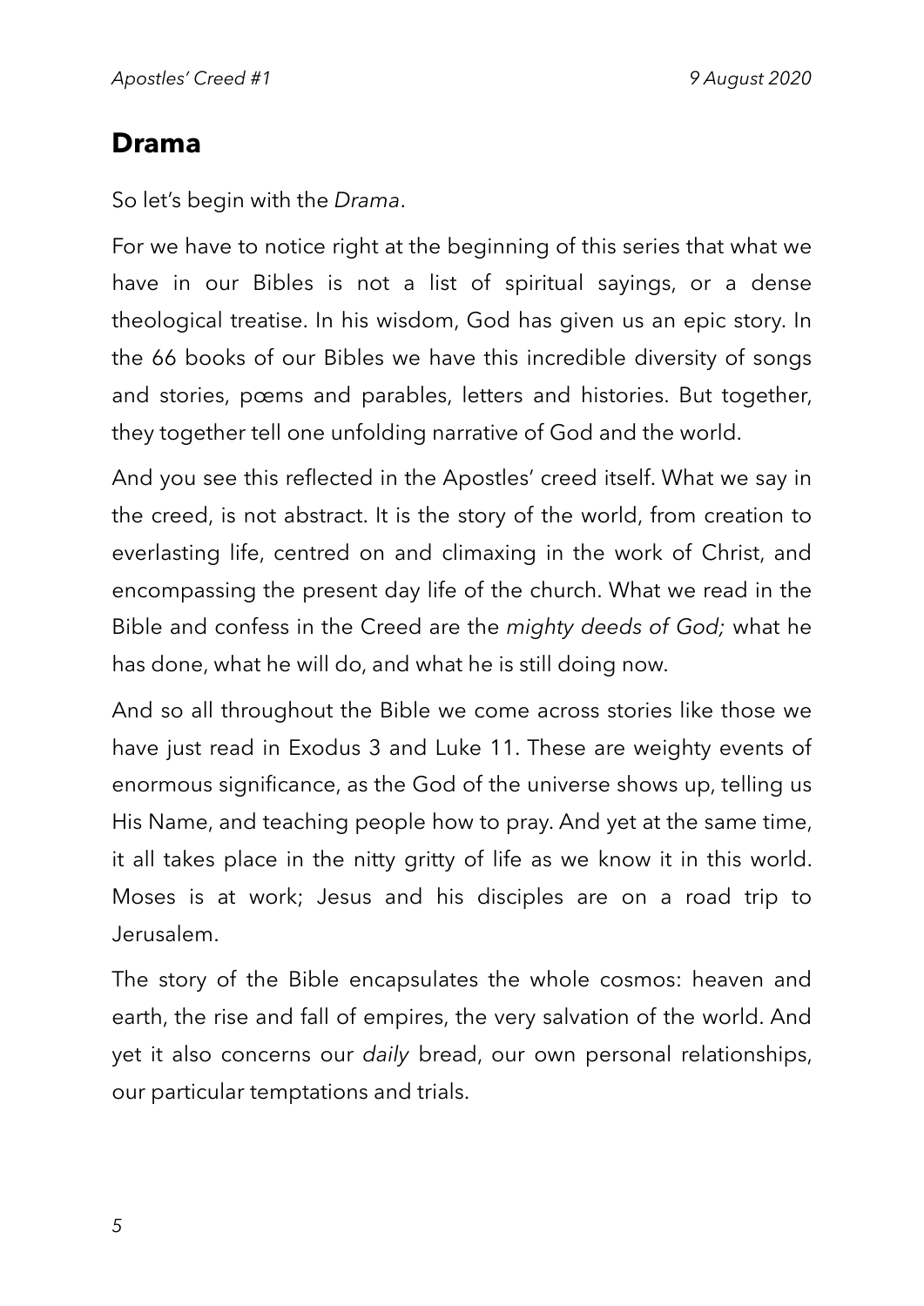## Drama

So let's begin with the *Drama*.

For we have to notice right at the beginning of this series that what we have in our Bibles is not a list of spiritual sayings, or a dense theological treatise. In his wisdom, God has given us an epic story. In the 66 books of our Bibles we have this incredible diversity of songs and stories, pœms and parables, letters and histories. But together, they together tell one unfolding narrative of God and the world.

And you see this reflected in the Apostles' creed itself. What we say in the creed, is not abstract. It is the story of the world, from creation to everlasting life, centred on and climaxing in the work of Christ, and encompassing the present day life of the church. What we read in the Bible and confess in the Creed are the *mighty deeds of God;* what he has done, what he will do, and what he is still doing now.

And so all throughout the Bible we come across stories like those we have just read in Exodus 3 and Luke 11. These are weighty events of enormous significance, as the God of the universe shows up, telling us His Name, and teaching people how to pray. And yet at the same time, it all takes place in the nitty gritty of life as we know it in this world. Moses is at work; Jesus and his disciples are on a road trip to Jerusalem.

The story of the Bible encapsulates the whole cosmos: heaven and earth, the rise and fall of empires, the very salvation of the world. And yet it also concerns our *daily* bread, our own personal relationships, our particular temptations and trials.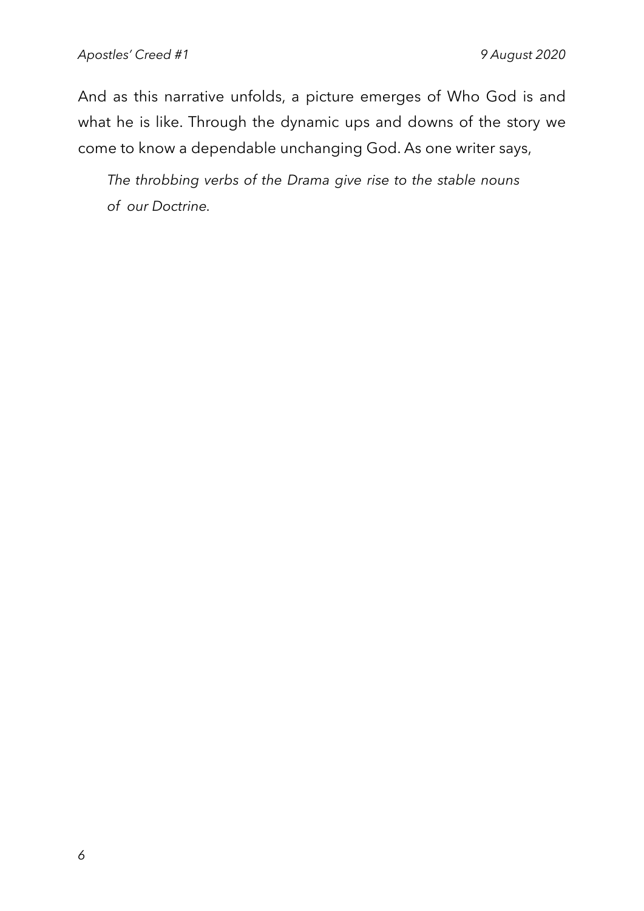And as this narrative unfolds, a picture emerges of Who God is and what he is like. Through the dynamic ups and downs of the story we come to know a dependable unchanging God. As one writer says,

> *The throbbing verbs of the Drama give rise to the stable nouns of our Doctrine.*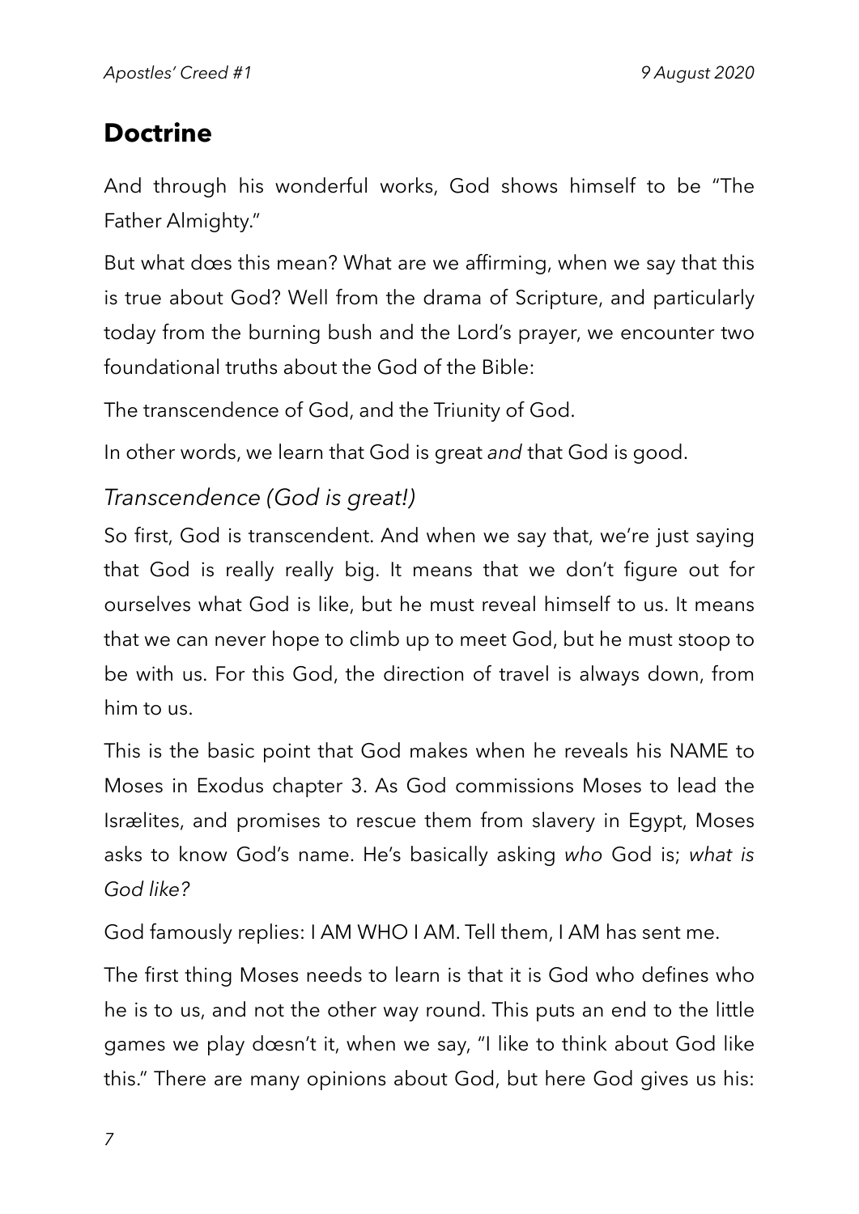## Doctrine

And through his wonderful works, God shows himself to be "The Father Almighty."

But what dœs this mean? What are we affirming, when we say that this is true about God? Well from the drama of Scripture, and particularly today from the burning bush and the Lord's prayer, we encounter two foundational truths about the God of the Bible:

The transcendence of God, and the Triunity of God.

In other words, we learn that God is great *and* that God is good.

### *Transcendence (God is great!)*

So first, God is transcendent. And when we say that, we're just saying that God is really really big. It means that we don't figure out for ourselves what God is like, but he must reveal himself to us. It means that we can never hope to climb up to meet God, but he must stoop to be with us. For this God, the direction of travel is always down, from him to us.

This is the basic point that God makes when he reveals his NAME to Moses in Exodus chapter 3. As God commissions Moses to lead the Isrælites, and promises to rescue them from slavery in Egypt, Moses asks to know God's name. He's basically asking *who* God is; *what is God like?*

God famously replies: I AM WHO I AM. Tell them, I AM has sent me.

The first thing Moses needs to learn is that it is God who defines who he is to us, and not the other way round. This puts an end to the little games we play dœsn't it, when we say, "I like to think about God like this." There are many opinions about God, but here God gives us his: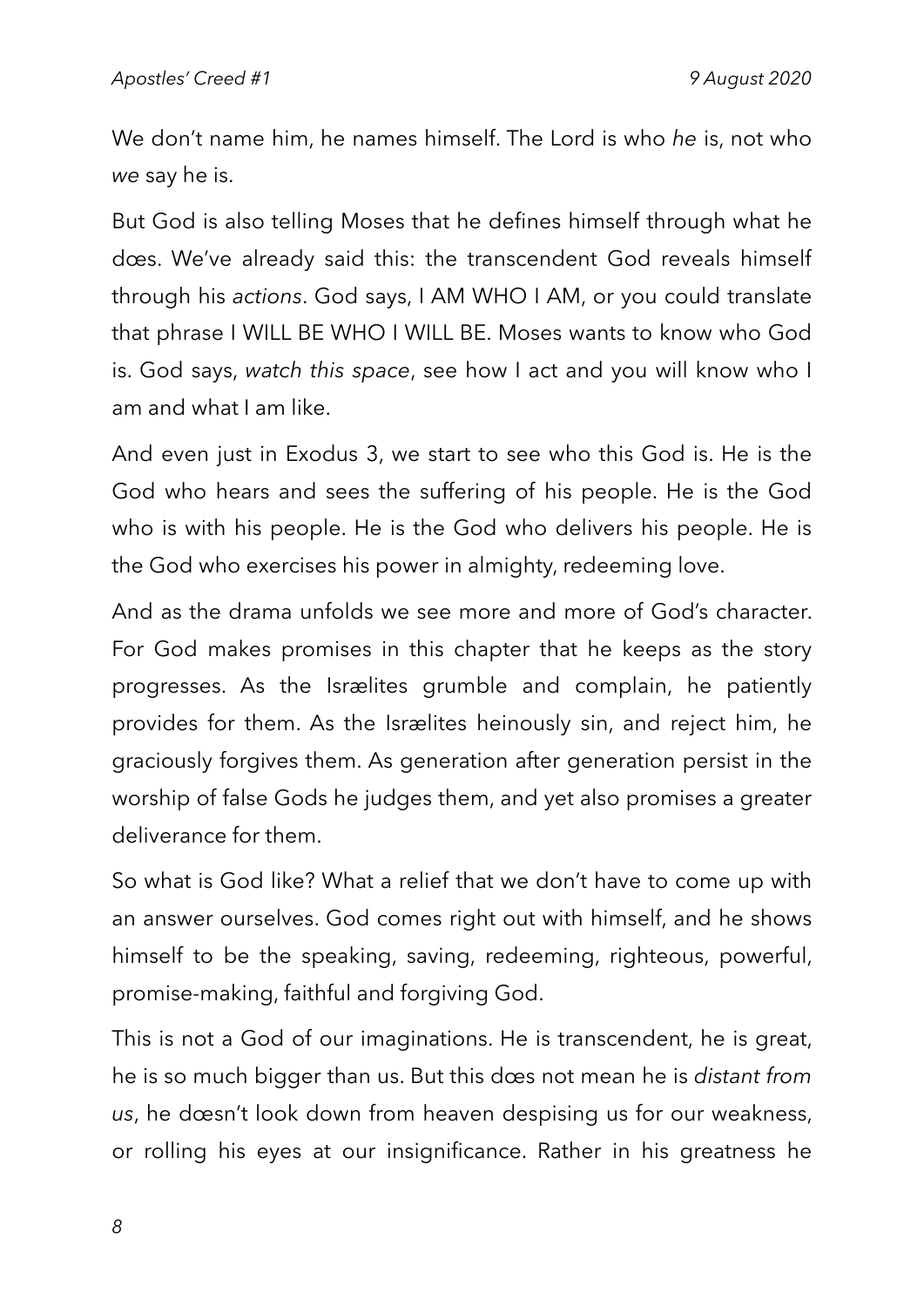We don't name him, he names himself. The Lord is who *he* is, not who *we* say he is.

But God is also telling Moses that he defines himself through what he dœs. We've already said this: the transcendent God reveals himself through his *actions*. God says, I AM WHO I AM, or you could translate that phrase I WILL BE WHO I WILL BE. Moses wants to know who God is. God says, *watch this space*, see how I act and you will know who I am and what I am like.

And even just in Exodus 3, we start to see who this God is. He is the God who hears and sees the suffering of his people. He is the God who is with his people. He is the God who delivers his people. He is the God who exercises his power in almighty, redeeming love.

And as the drama unfolds we see more and more of God's character. For God makes promises in this chapter that he keeps as the story progresses. As the Isrælites grumble and complain, he patiently provides for them. As the Isrælites heinously sin, and reject him, he graciously forgives them. As generation after generation persist in the worship of false Gods he judges them, and yet also promises a greater deliverance for them.

So what is God like? What a relief that we don't have to come up with an answer ourselves. God comes right out with himself, and he shows himself to be the speaking, saving, redeeming, righteous, powerful, promise-making, faithful and forgiving God.

This is not a God of our imaginations. He is transcendent, he is great, he is so much bigger than us. But this dœs not mean he is *distant from us*, he dœsn't look down from heaven despising us for our weakness, or rolling his eyes at our insignificance. Rather in his greatness he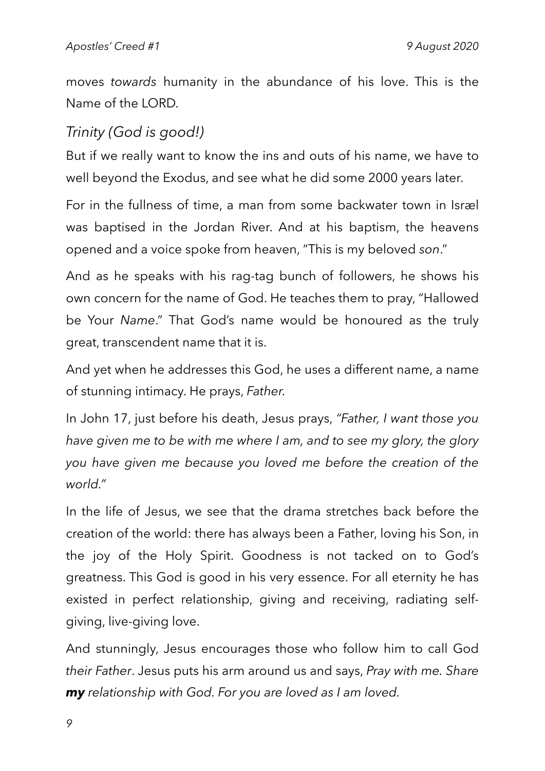moves *towards* humanity in the abundance of his love. This is the Name of the LORD.

## *Trinity (God is good!)*

But if we really want to know the ins and outs of his name, we have to well beyond the Exodus, and see what he did some 2000 years later.

For in the fullness of time, a man from some backwater town in Isræl was baptised in the Jordan River. And at his baptism, the heavens opened and a voice spoke from heaven, "This is my beloved *son*."

And as he speaks with his rag-tag bunch of followers, he shows his own concern for the name of God. He teaches them to pray, "Hallowed be Your *Name*." That God's name would be honoured as the truly great, transcendent name that it is.

And yet when he addresses this God, he uses a different name, a name of stunning intimacy. He prays, *Father.*

In John 17, just before his death, Jesus prays, *"Father, I want those you have given me to be with me where I am, and to see my glory, the glory you have given me because you loved me before the creation of the world."*

In the life of Jesus, we see that the drama stretches back before the creation of the world: there has always been a Father, loving his Son, in the joy of the Holy Spirit. Goodness is not tacked on to God's greatness. This God is good in his very essence. For all eternity he has existed in perfect relationship, giving and receiving, radiating self-giving, live-giving love.

And stunningly, Jesus encourages those who follow him to call God *their Father*. Jesus puts his arm around us and says, *Pray with me. Share **my** relationship with God. For you are loved as I am loved.*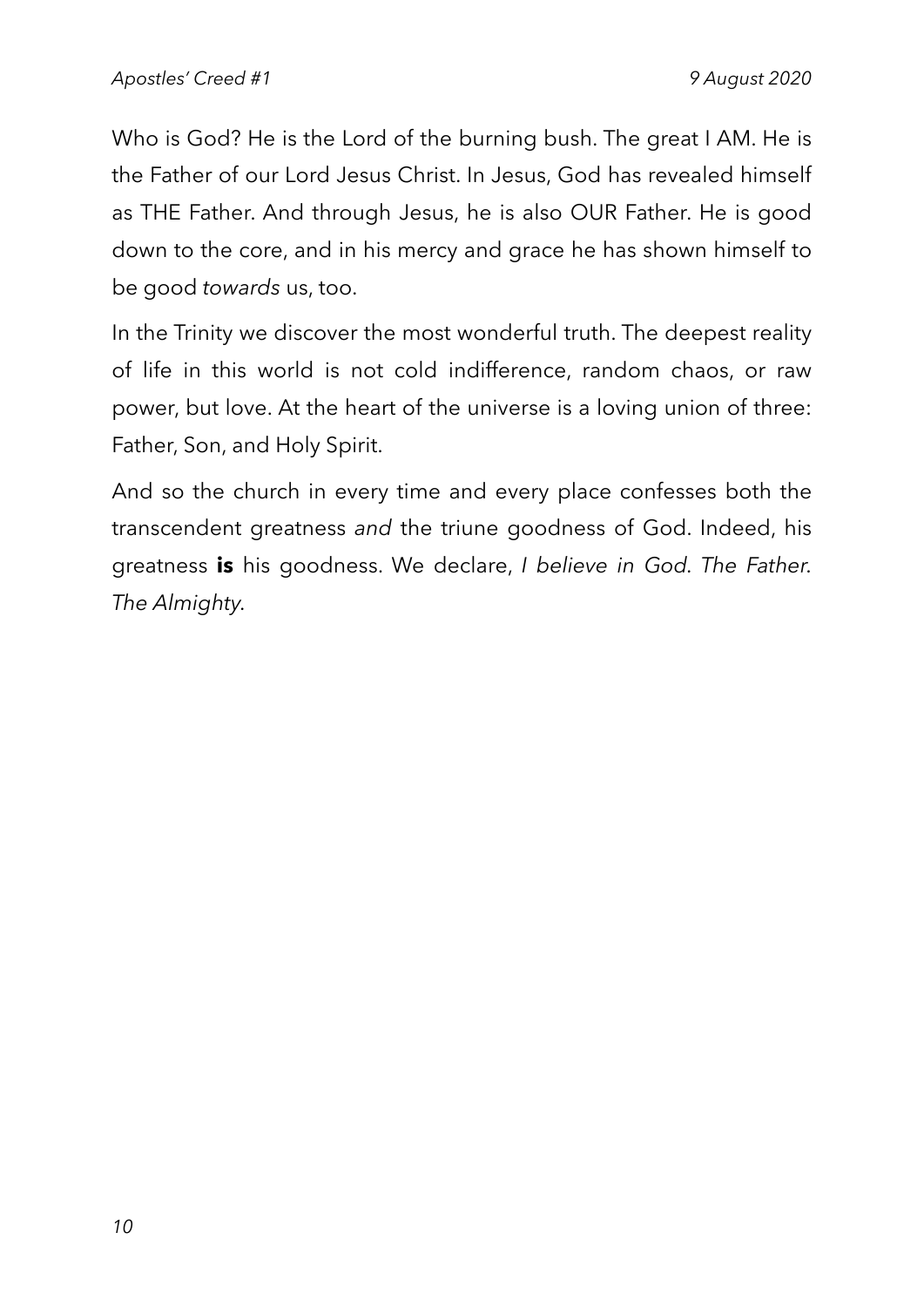Who is God? He is the Lord of the burning bush. The great I AM. He is the Father of our Lord Jesus Christ. In Jesus, God has revealed himself as THE Father. And through Jesus, he is also OUR Father. He is good down to the core, and in his mercy and grace he has shown himself to be good *towards* us, too.

In the Trinity we discover the most wonderful truth. The deepest reality of life in this world is not cold indifference, random chaos, or raw power, but love. At the heart of the universe is a loving union of three: Father, Son, and Holy Spirit.

And so the church in every time and every place confesses both the transcendent greatness *and* the triune goodness of God. Indeed, his greatness **is** his goodness. We declare, *I believe in God. The Father. The Almighty.*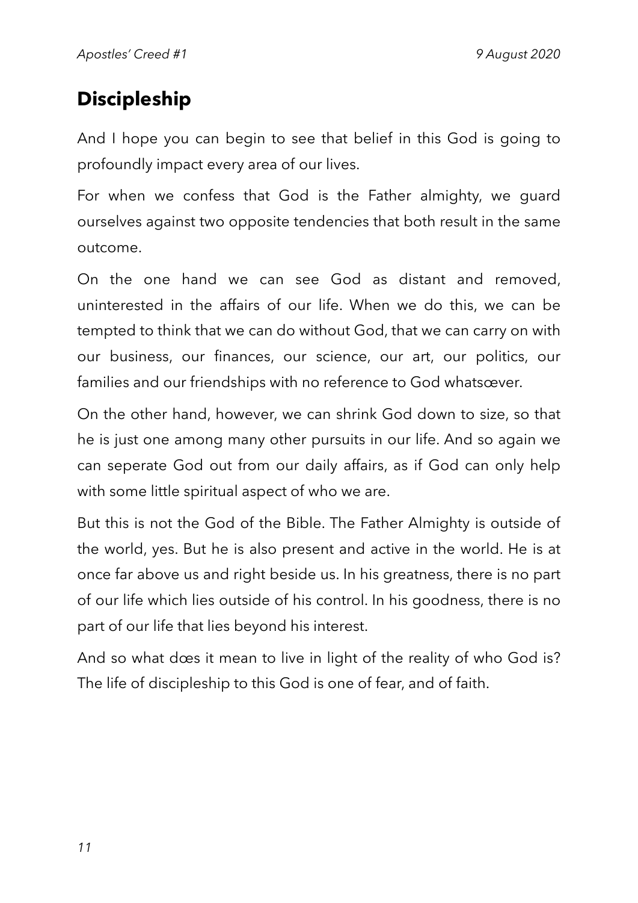## Discipleship

And I hope you can begin to see that belief in this God is going to profoundly impact every area of our lives.

For when we confess that God is the Father almighty, we guard ourselves against two opposite tendencies that both result in the same outcome.

On the one hand we can see God as distant and removed, uninterested in the affairs of our life. When we do this, we can be tempted to think that we can do without God, that we can carry on with our business, our finances, our science, our art, our politics, our families and our friendships with no reference to God whatsœver.

On the other hand, however, we can shrink God down to size, so that he is just one among many other pursuits in our life. And so again we can seperate God out from our daily affairs, as if God can only help with some little spiritual aspect of who we are.

But this is not the God of the Bible. The Father Almighty is outside of the world, yes. But he is also present and active in the world. He is at once far above us and right beside us. In his greatness, there is no part of our life which lies outside of his control. In his goodness, there is no part of our life that lies beyond his interest.

And so what dœs it mean to live in light of the reality of who God is? The life of discipleship to this God is one of fear, and of faith.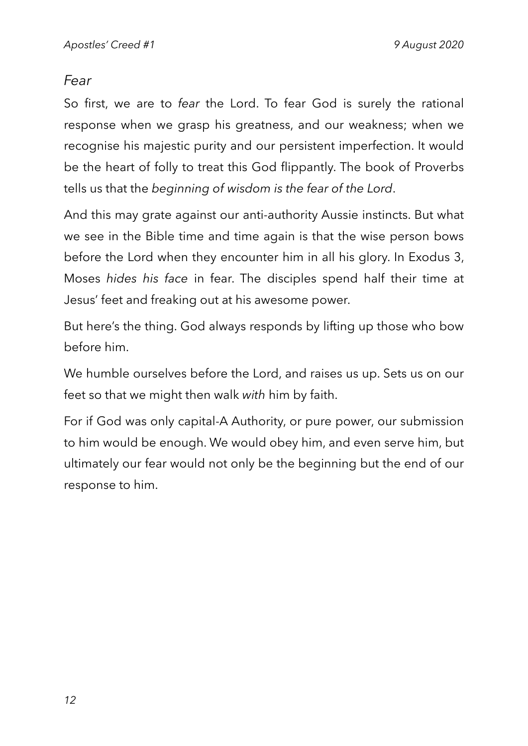*Fear*

So first, we are to *fear* the Lord. To fear God is surely the rational response when we grasp his greatness, and our weakness; when we recognise his majestic purity and our persistent imperfection. It would be the heart of folly to treat this God flippantly. The book of Proverbs tells us that the *beginning of wisdom is the fear of the Lord*.

And this may grate against our anti-authority Aussie instincts. But what we see in the Bible time and time again is that the wise person bows before the Lord when they encounter him in all his glory. In Exodus 3, Moses *hides his face* in fear. The disciples spend half their time at Jesus' feet and freaking out at his awesome power.

But here's the thing. God always responds by lifting up those who bow before him.

We humble ourselves before the Lord, and raises us up. Sets us on our feet so that we might then walk *with* him by faith.

For if God was only capital-A Authority, or pure power, our submission to him would be enough. We would obey him, and even serve him, but ultimately our fear would not only be the beginning but the end of our response to him.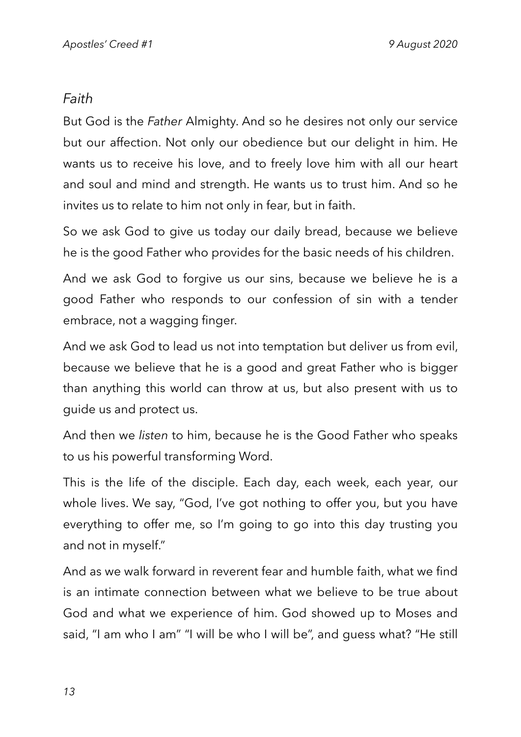*Faith*

But God is the *Father* Almighty. And so he desires not only our service but our affection. Not only our obedience but our delight in him. He wants us to receive his love, and to freely love him with all our heart and soul and mind and strength. He wants us to trust him. And so he invites us to relate to him not only in fear, but in faith.

So we ask God to give us today our daily bread, because we believe he is the good Father who provides for the basic needs of his children.

And we ask God to forgive us our sins, because we believe he is a good Father who responds to our confession of sin with a tender embrace, not a wagging finger.

And we ask God to lead us not into temptation but deliver us from evil, because we believe that he is a good and great Father who is bigger than anything this world can throw at us, but also present with us to guide us and protect us.

And then we *listen* to him, because he is the Good Father who speaks to us his powerful transforming Word.

This is the life of the disciple. Each day, each week, each year, our whole lives. We say, "God, I've got nothing to offer you, but you have everything to offer me, so I'm going to go into this day trusting you and not in myself."

And as we walk forward in reverent fear and humble faith, what we find is an intimate connection between what we believe to be true about God and what we experience of him. God showed up to Moses and said, "I am who I am" "I will be who I will be", and guess what? "He still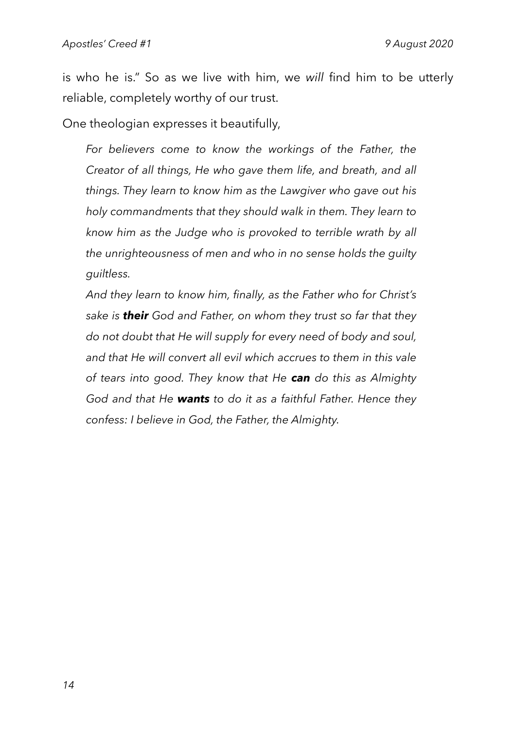is who he is." So as we live with him, we *will* find him to be utterly reliable, completely worthy of our trust.

One theologian expresses it beautifully,

> *For believers come to know the workings of the Father, the Creator of all things, He who gave them life, and breath, and all things. They learn to know him as the Lawgiver who gave out his holy commandments that they should walk in them. They learn to know him as the Judge who is provoked to terrible wrath by all the unrighteousness of men and who in no sense holds the guilty guiltless.*
>
> *And they learn to know him, finally, as the Father who for Christ's sake is* ***their*** *God and Father, on whom they trust so far that they do not doubt that He will supply for every need of body and soul, and that He will convert all evil which accrues to them in this vale of tears into good. They know that He* ***can*** *do this as Almighty God and that He* ***wants*** *to do it as a faithful Father. Hence they confess: I believe in God, the Father, the Almighty.*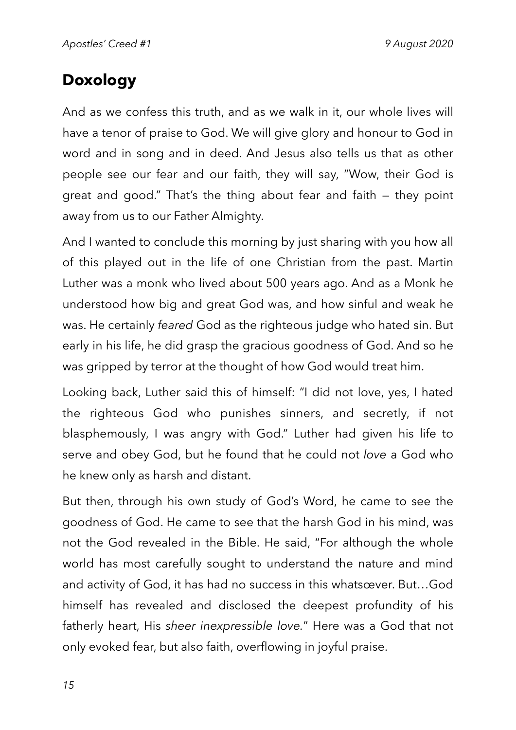## Doxology

And as we confess this truth, and as we walk in it, our whole lives will have a tenor of praise to God. We will give glory and honour to God in word and in song and in deed. And Jesus also tells us that as other people see our fear and our faith, they will say, "Wow, their God is great and good." That's the thing about fear and faith — they point away from us to our Father Almighty.

And I wanted to conclude this morning by just sharing with you how all of this played out in the life of one Christian from the past. Martin Luther was a monk who lived about 500 years ago. And as a Monk he understood how big and great God was, and how sinful and weak he was. He certainly *feared* God as the righteous judge who hated sin. But early in his life, he did grasp the gracious goodness of God. And so he was gripped by terror at the thought of how God would treat him.

Looking back, Luther said this of himself: "I did not love, yes, I hated the righteous God who punishes sinners, and secretly, if not blasphemously, I was angry with God." Luther had given his life to serve and obey God, but he found that he could not *love* a God who he knew only as harsh and distant.

But then, through his own study of God's Word, he came to see the goodness of God. He came to see that the harsh God in his mind, was not the God revealed in the Bible. He said, "For although the whole world has most carefully sought to understand the nature and mind and activity of God, it has had no success in this whatsœver. But…God himself has revealed and disclosed the deepest profundity of his fatherly heart, His *sheer inexpressible love*." Here was a God that not only evoked fear, but also faith, overflowing in joyful praise.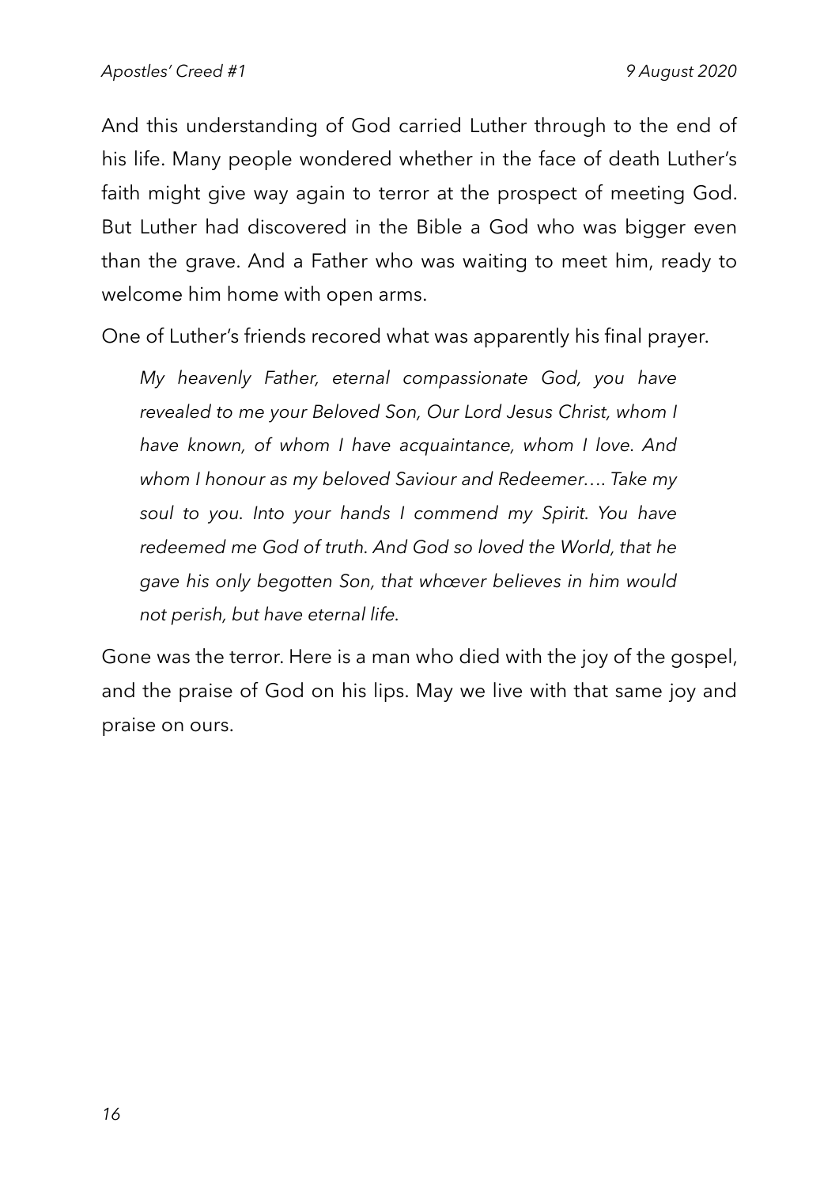And this understanding of God carried Luther through to the end of his life. Many people wondered whether in the face of death Luther's faith might give way again to terror at the prospect of meeting God. But Luther had discovered in the Bible a God who was bigger even than the grave. And a Father who was waiting to meet him, ready to welcome him home with open arms.

One of Luther's friends recored what was apparently his final prayer.

> *My heavenly Father, eternal compassionate God, you have revealed to me your Beloved Son, Our Lord Jesus Christ, whom I have known, of whom I have acquaintance, whom I love. And whom I honour as my beloved Saviour and Redeemer…. Take my soul to you. Into your hands I commend my Spirit. You have redeemed me God of truth. And God so loved the World, that he gave his only begotten Son, that whœver believes in him would not perish, but have eternal life.*

Gone was the terror. Here is a man who died with the joy of the gospel, and the praise of God on his lips. May we live with that same joy and praise on ours.